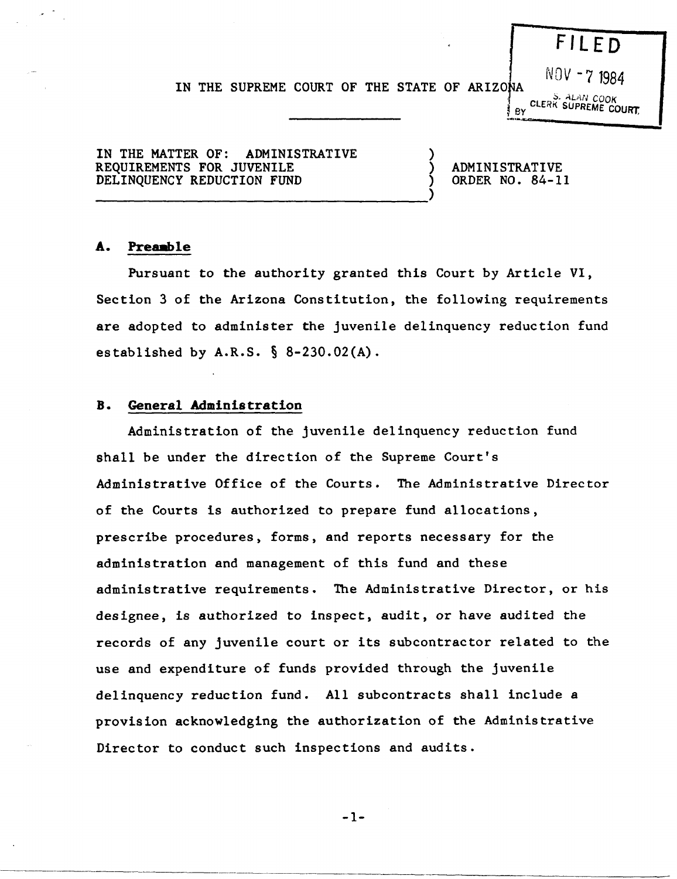FILED

NOV - 7 1984

S. ALAN COOK
CLERK SUPREME COURT
BY

IN THE SUPREME COURT OF THE STATE OF ARIZONA

IN THE MATTER OF: ADMINISTRATIVE REQUIREMENTS FOR JUVENILE DELINQUENCY REDUCTION FUND

ADMINISTRATIVE ORDER NO. 84-11

## A. Preamble

Pursuant to the authority granted this Court by Article VI, Section 3 of the Arizona Constitution, the following requirements are adopted to administer the juvenile delinquency reduction fund established by A.R.S. § 8-230.02(A).

## B. General Administration

Administration of the juvenile delinquency reduction fund shall be under the direction of the Supreme Court's Administrative Office of the Courts. The Administrative Director of the Courts is authorized to prepare fund allocations, prescribe procedures, forms, and reports necessary for the administration and management of this fund and these administrative requirements. The Administrative Director, or his designee, is authorized to inspect, audit, or have audited the records of any juvenile court or its subcontractor related to the use and expenditure of funds provided through the juvenile delinquency reduction fund. All subcontracts shall include a provision acknowledging the authorization of the Administrative Director to conduct such inspections and audits.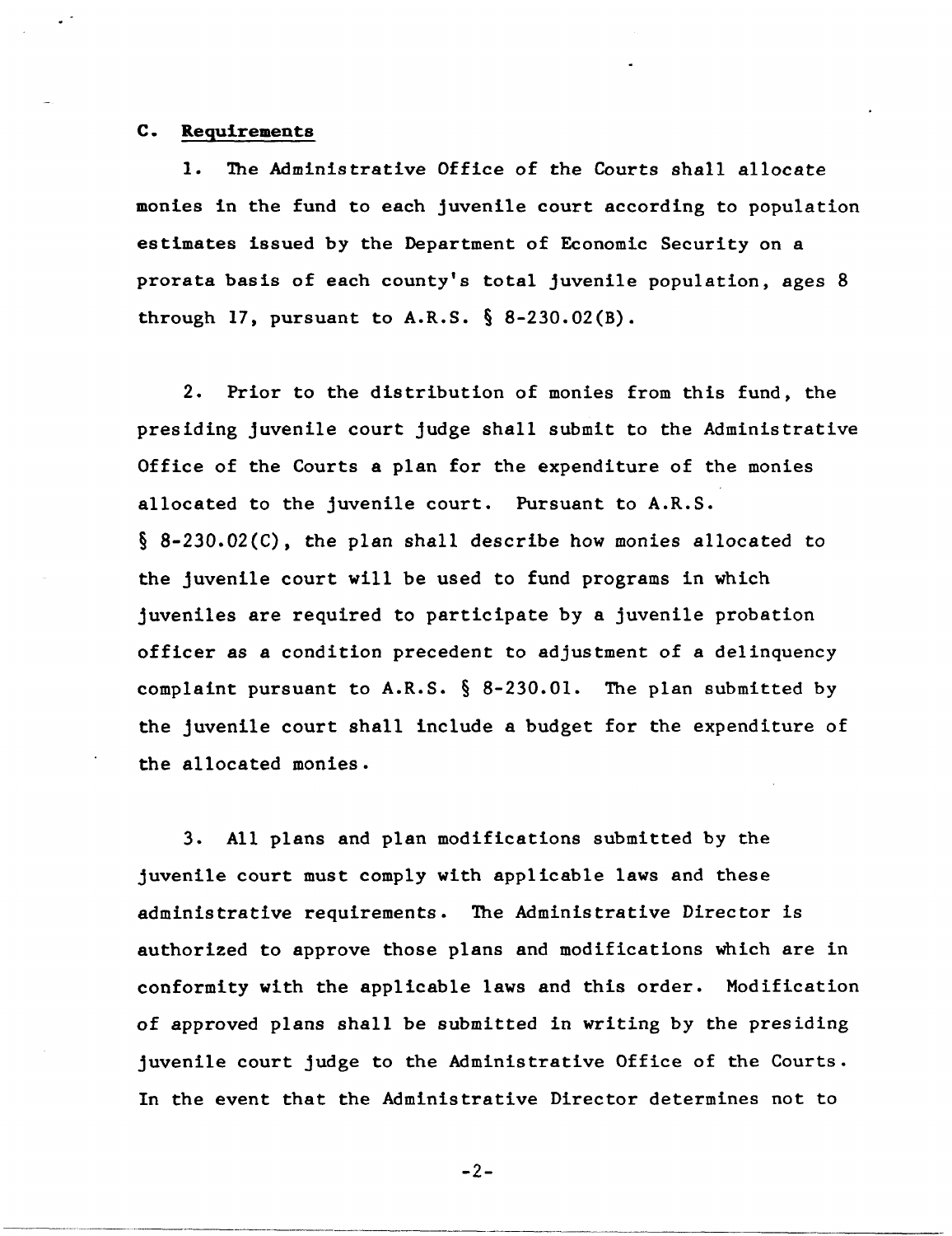### C. Requirements

1. The Administrative Office of the Courts shall allocate monies in the fund to each juvenile court according to population estimates issued by the Department of Economic Security on a prorata basis of each county's total juvenile population, ages 8 through 17, pursuant to A.R.S. § 8-230.02(B).

2. Prior to the distribution of monies from this fund, the presiding juvenile court judge shall submit to the Administrative Office of the Courts a plan for the expenditure of the monies allocated to the juvenile court. Pursuant to A.R.S. § 8-230.02(C), the plan shall describe how monies allocated to the juvenile court will be used to fund programs in which juveniles are required to participate by a juvenile probation officer as a condition precedent to adjustment of a delinquency complaint pursuant to A.R.S. § 8-230.01. The plan submitted by the juvenile court shall include a budget for the expenditure of the allocated monies.

3. All plans and plan modifications submitted by the juvenile court must comply with applicable laws and these administrative requirements. The Administrative Director is authorized to approve those plans and modifications which are in conformity with the applicable laws and this order. Modification of approved plans shall be submitted in writing by the presiding juvenile court judge to the Administrative Office of the Courts. In the event that the Administrative Director determines not to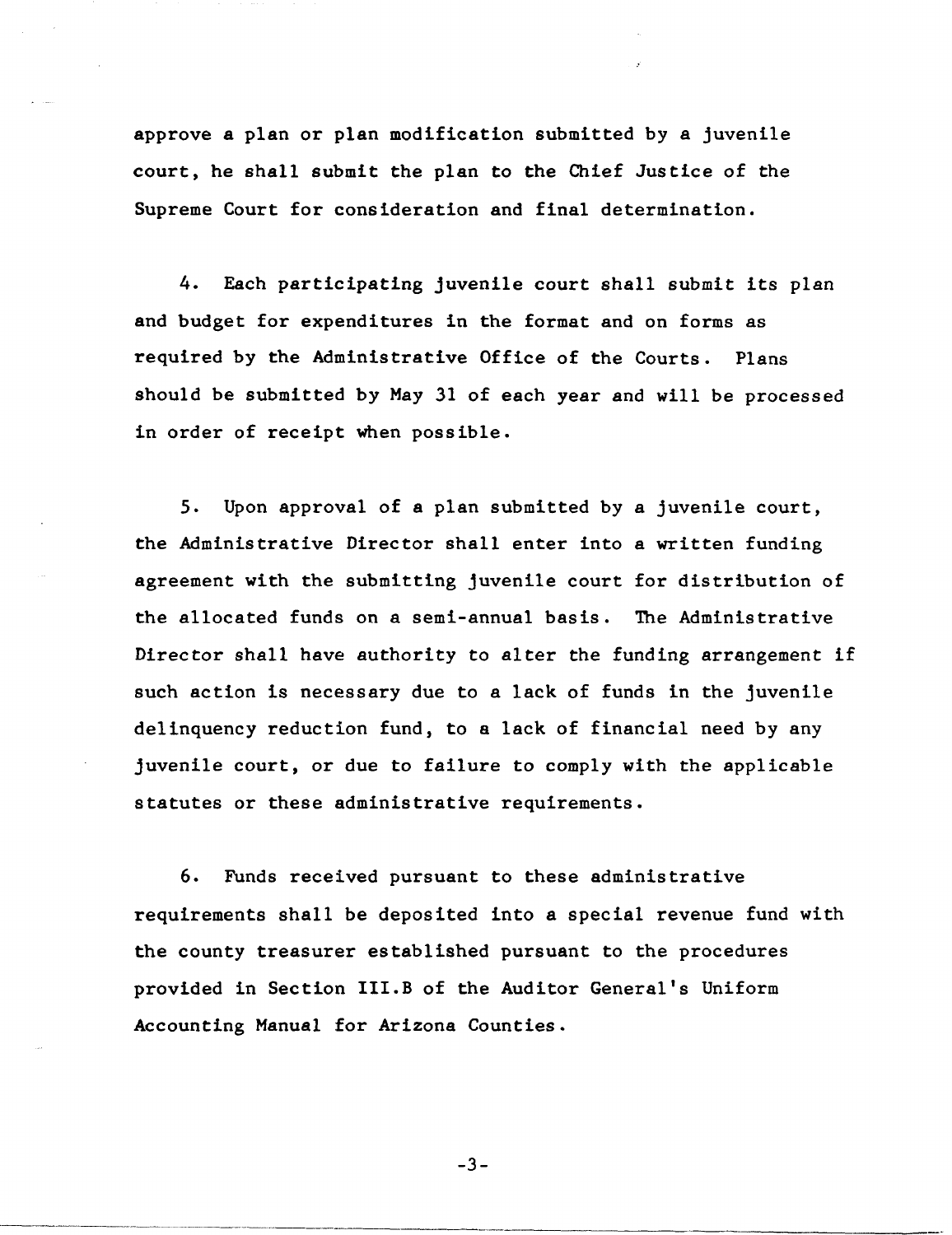approve a plan or plan modification submitted by a juvenile court, he shall submit the plan to the Chief Justice of the Supreme Court for consideration and final determination.

4. Each participating juvenile court shall submit its plan and budget for expenditures in the format and on forms as required by the Administrative Office of the Courts. Plans should be submitted by May 31 of each year and will be processed in order of receipt when possible.

5. Upon approval of a plan submitted by a juvenile court, the Administrative Director shall enter into a written funding agreement with the submitting juvenile court for distribution of the allocated funds on a semi-annual basis. The Administrative Director shall have authority to alter the funding arrangement if such action is necessary due to a lack of funds in the juvenile delinquency reduction fund, to a lack of financial need by any juvenile court, or due to failure to comply with the applicable statutes or these administrative requirements.

6. Funds received pursuant to these administrative requirements shall be deposited into a special revenue fund with the county treasurer established pursuant to the procedures provided in Section III.B of the Auditor General's Uniform Accounting Manual for Arizona Counties.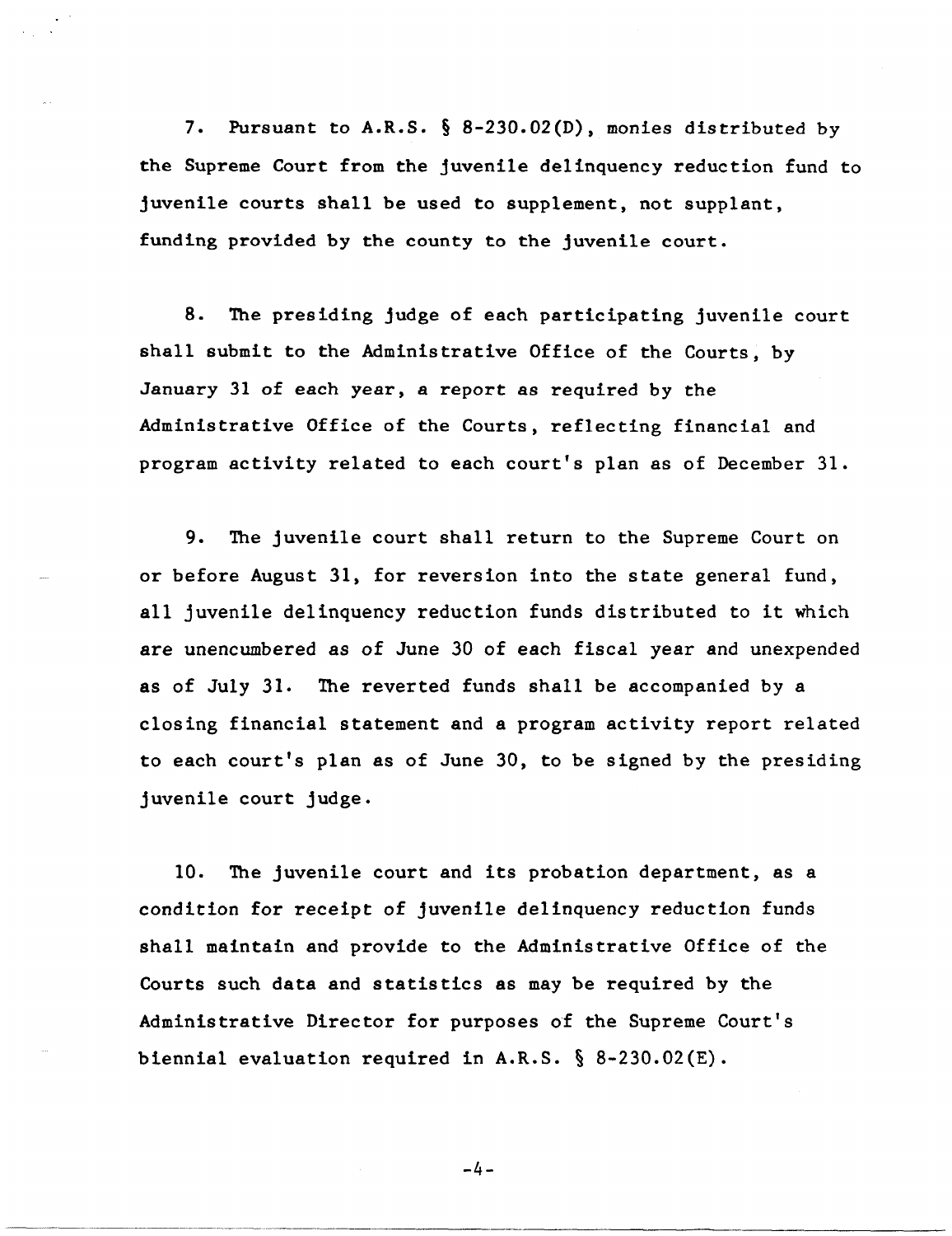7. Pursuant to A.R.S. § 8-230.02(D), monies distributed by the Supreme Court from the juvenile delinquency reduction fund to juvenile courts shall be used to supplement, not supplant, funding provided by the county to the juvenile court.

8. The presiding judge of each participating juvenile court shall submit to the Administrative Office of the Courts, by January 31 of each year, a report as required by the Administrative Office of the Courts, reflecting financial and program activity related to each court's plan as of December 31.

9. The juvenile court shall return to the Supreme Court on or before August 31, for reversion into the state general fund, all juvenile delinquency reduction funds distributed to it which are unencumbered as of June 30 of each fiscal year and unexpended as of July 31. The reverted funds shall be accompanied by a closing financial statement and a program activity report related to each court's plan as of June 30, to be signed by the presiding juvenile court judge.

10. The juvenile court and its probation department, as a condition for receipt of juvenile delinquency reduction funds shall maintain and provide to the Administrative Office of the Courts such data and statistics as may be required by the Administrative Director for purposes of the Supreme Court's biennial evaluation required in A.R.S. § 8-230.02(E).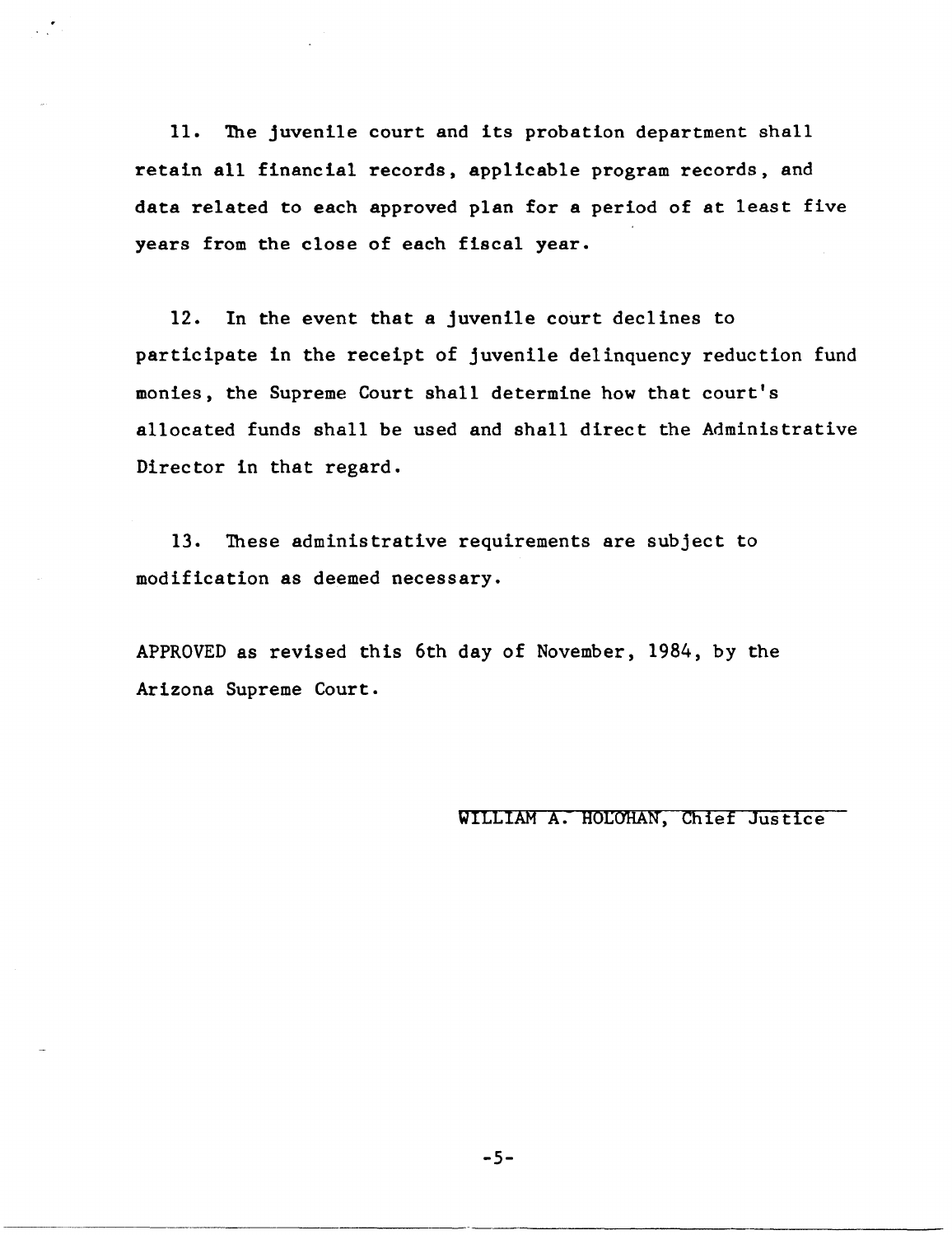11. The juvenile court and its probation department shall retain all financial records, applicable program records, and data related to each approved plan for a period of at least five years from the close of each fiscal year.

12. In the event that a juvenile court declines to participate in the receipt of juvenile delinquency reduction fund monies, the Supreme Court shall determine how that court's allocated funds shall be used and shall direct the Administrative Director in that regard.

13. These administrative requirements are subject to modification as deemed necessary.

APPROVED as revised this 6th day of November, 1984, by the Arizona Supreme Court.

WILLIAM A. HOLOHAN, Chief Justice